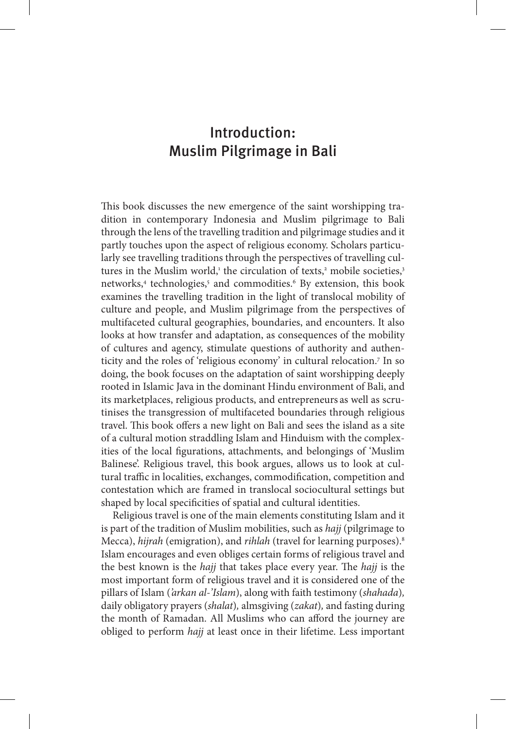# Introduction: Muslim Pilgrimage in Bali

This book discusses the new emergence of the saint worshipping tradition in contemporary Indonesia and Muslim pilgrimage to Bali through the lens of the travelling tradition and pilgrimage studies and it partly touches upon the aspect of religious economy. Scholars particularly see travelling traditions through the perspectives of travelling cultures in the Muslim world,[1] the circulation of texts,[2] mobile societies,[3] networks,[4] technologies,[5] and commodities.[6] By extension, this book examines the travelling tradition in the light of translocal mobility of culture and people, and Muslim pilgrimage from the perspectives of multifaceted cultural geographies, boundaries, and encounters. It also looks at how transfer and adaptation, as consequences of the mobility of cultures and agency, stimulate questions of authority and authenticity and the roles of 'religious economy' in cultural relocation.[7] In so doing, the book focuses on the adaptation of saint worshipping deeply rooted in Islamic Java in the dominant Hindu environment of Bali, and its marketplaces, religious products, and entrepreneurs as well as scrutinises the transgression of multifaceted boundaries through religious travel. This book offers a new light on Bali and sees the island as a site of a cultural motion straddling Islam and Hinduism with the complexities of the local figurations, attachments, and belongings of 'Muslim Balinese'. Religious travel, this book argues, allows us to look at cultural traffic in localities, exchanges, commodification, competition and contestation which are framed in translocal sociocultural settings but shaped by local specificities of spatial and cultural identities.

Religious travel is one of the main elements constituting Islam and it is part of the tradition of Muslim mobilities, such as *hajj* (pilgrimage to Mecca), *hijrah* (emigration), and *rihlah* (travel for learning purposes).[8] Islam encourages and even obliges certain forms of religious travel and the best known is the *hajj* that takes place every year. The *hajj* is the most important form of religious travel and it is considered one of the pillars of Islam (*'arkan al-'Islam*), along with faith testimony (*shahada*), daily obligatory prayers (*shalat*), almsgiving (*zakat*), and fasting during the month of Ramadan. All Muslims who can afford the journey are obliged to perform *hajj* at least once in their lifetime. Less important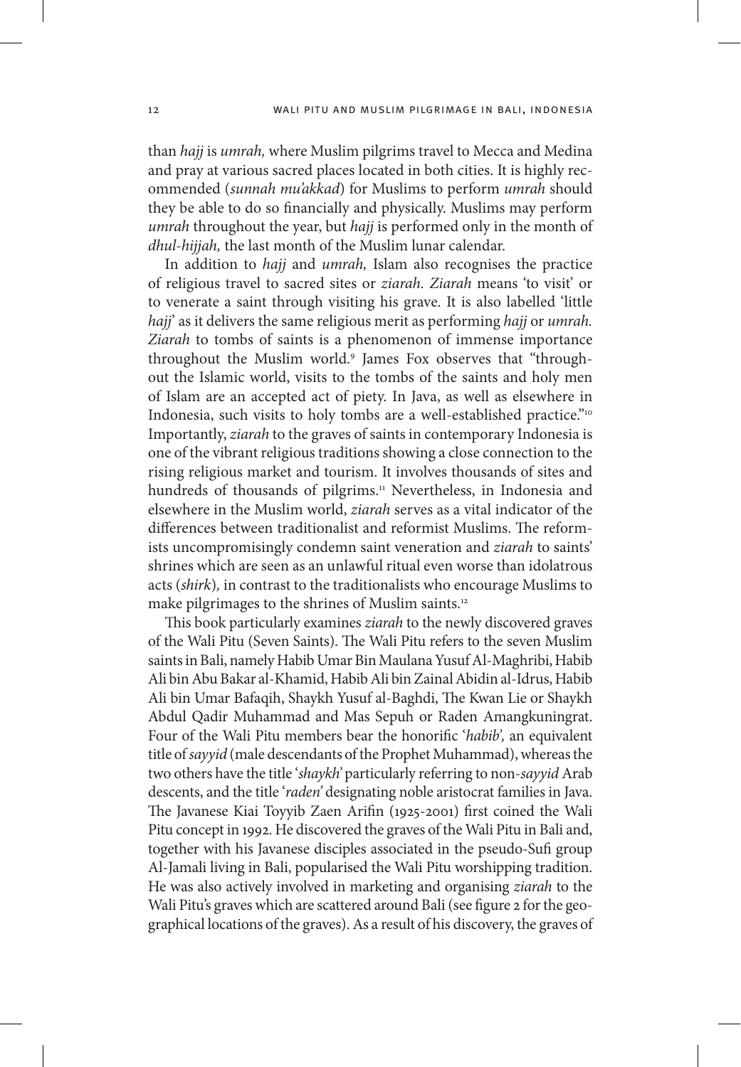than *hajj* is *umrah,* where Muslim pilgrims travel to Mecca and Medina and pray at various sacred places located in both cities. It is highly recommended (*sunnah mu'akkad*) for Muslims to perform *umrah* should they be able to do so financially and physically. Muslims may perform *umrah* throughout the year, but *hajj* is performed only in the month of *dhul-hijjah,* the last month of the Muslim lunar calendar.

In addition to *hajj* and *umrah,* Islam also recognises the practice of religious travel to sacred sites or *ziarah. Ziarah* means 'to visit' or to venerate a saint through visiting his grave. It is also labelled 'little *hajj*' as it delivers the same religious merit as performing *hajj* or *umrah. Ziarah* to tombs of saints is a phenomenon of immense importance throughout the Muslim world.[9] James Fox observes that "throughout the Islamic world, visits to the tombs of the saints and holy men of Islam are an accepted act of piety. In Java, as well as elsewhere in Indonesia, such visits to holy tombs are a well-established practice."[10] Importantly, *ziarah* to the graves of saints in contemporary Indonesia is one of the vibrant religious traditions showing a close connection to the rising religious market and tourism. It involves thousands of sites and hundreds of thousands of pilgrims.[11] Nevertheless, in Indonesia and elsewhere in the Muslim world, *ziarah* serves as a vital indicator of the differences between traditionalist and reformist Muslims. The reformists uncompromisingly condemn saint veneration and *ziarah* to saints' shrines which are seen as an unlawful ritual even worse than idolatrous acts (*shirk*), in contrast to the traditionalists who encourage Muslims to make pilgrimages to the shrines of Muslim saints.[12]

This book particularly examines *ziarah* to the newly discovered graves of the Wali Pitu (Seven Saints). The Wali Pitu refers to the seven Muslim saints in Bali, namely Habib Umar Bin Maulana Yusuf Al-Maghribi, Habib Ali bin Abu Bakar al-Khamid, Habib Ali bin Zainal Abidin al-Idrus, Habib Ali bin Umar Bafaqih, Shaykh Yusuf al-Baghdi, The Kwan Lie or Shaykh Abdul Qadir Muhammad and Mas Sepuh or Raden Amangkuningrat. Four of the Wali Pitu members bear the honorific '*habib*', an equivalent title of *sayyid* (male descendants of the Prophet Muhammad), whereas the two others have the title '*shaykh*' particularly referring to non-*sayyid* Arab descents, and the title '*raden*' designating noble aristocrat families in Java. The Javanese Kiai Toyyib Zaen Arifin (1925-2001) first coined the Wali Pitu concept in 1992. He discovered the graves of the Wali Pitu in Bali and, together with his Javanese disciples associated in the pseudo-Sufi group Al-Jamali living in Bali, popularised the Wali Pitu worshipping tradition. He was also actively involved in marketing and organising *ziarah* to the Wali Pitu's graves which are scattered around Bali (see figure 2 for the geographical locations of the graves). As a result of his discovery, the graves of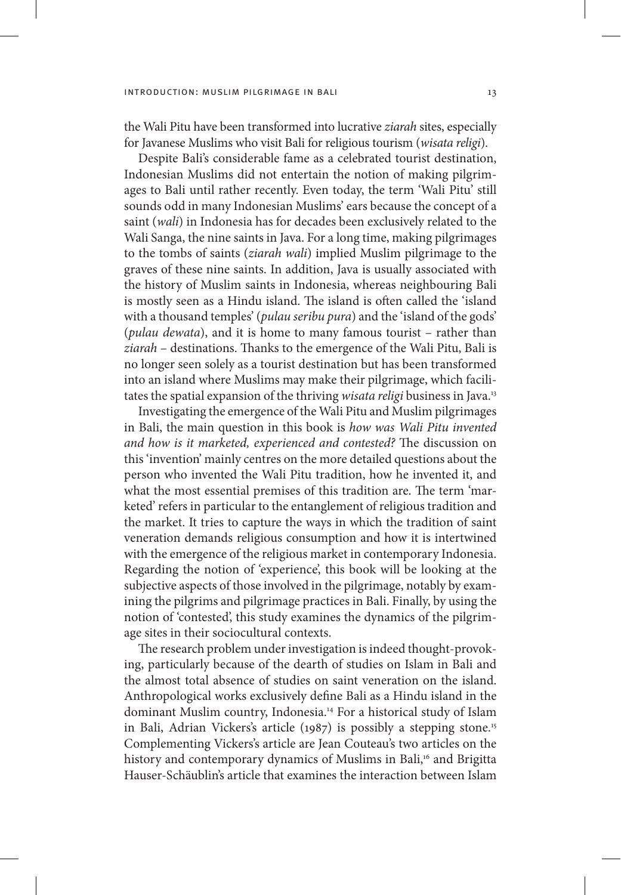the Wali Pitu have been transformed into lucrative *ziarah* sites, especially for Javanese Muslims who visit Bali for religious tourism (*wisata religi*).

Despite Bali's considerable fame as a celebrated tourist destination, Indonesian Muslims did not entertain the notion of making pilgrimages to Bali until rather recently. Even today, the term 'Wali Pitu' still sounds odd in many Indonesian Muslims' ears because the concept of a saint (*wali*) in Indonesia has for decades been exclusively related to the Wali Sanga, the nine saints in Java. For a long time, making pilgrimages to the tombs of saints (*ziarah wali*) implied Muslim pilgrimage to the graves of these nine saints. In addition, Java is usually associated with the history of Muslim saints in Indonesia, whereas neighbouring Bali is mostly seen as a Hindu island. The island is often called the 'island with a thousand temples' (*pulau seribu pura*) and the 'island of the gods' (*pulau dewata*), and it is home to many famous tourist – rather than *ziarah* – destinations. Thanks to the emergence of the Wali Pitu, Bali is no longer seen solely as a tourist destination but has been transformed into an island where Muslims may make their pilgrimage, which facilitates the spatial expansion of the thriving *wisata religi* business in Java.[13]

Investigating the emergence of the Wali Pitu and Muslim pilgrimages in Bali, the main question in this book is *how was Wali Pitu invented and how is it marketed, experienced and contested?* The discussion on this 'invention' mainly centres on the more detailed questions about the person who invented the Wali Pitu tradition, how he invented it, and what the most essential premises of this tradition are. The term 'marketed' refers in particular to the entanglement of religious tradition and the market. It tries to capture the ways in which the tradition of saint veneration demands religious consumption and how it is intertwined with the emergence of the religious market in contemporary Indonesia. Regarding the notion of 'experience', this book will be looking at the subjective aspects of those involved in the pilgrimage, notably by examining the pilgrims and pilgrimage practices in Bali. Finally, by using the notion of 'contested', this study examines the dynamics of the pilgrimage sites in their sociocultural contexts.

The research problem under investigation is indeed thought-provoking, particularly because of the dearth of studies on Islam in Bali and the almost total absence of studies on saint veneration on the island. Anthropological works exclusively define Bali as a Hindu island in the dominant Muslim country, Indonesia.[14] For a historical study of Islam in Bali, Adrian Vickers's article (1987) is possibly a stepping stone.[15] Complementing Vickers's article are Jean Couteau's two articles on the history and contemporary dynamics of Muslims in Bali,[16] and Brigitta Hauser-Schäublin's article that examines the interaction between Islam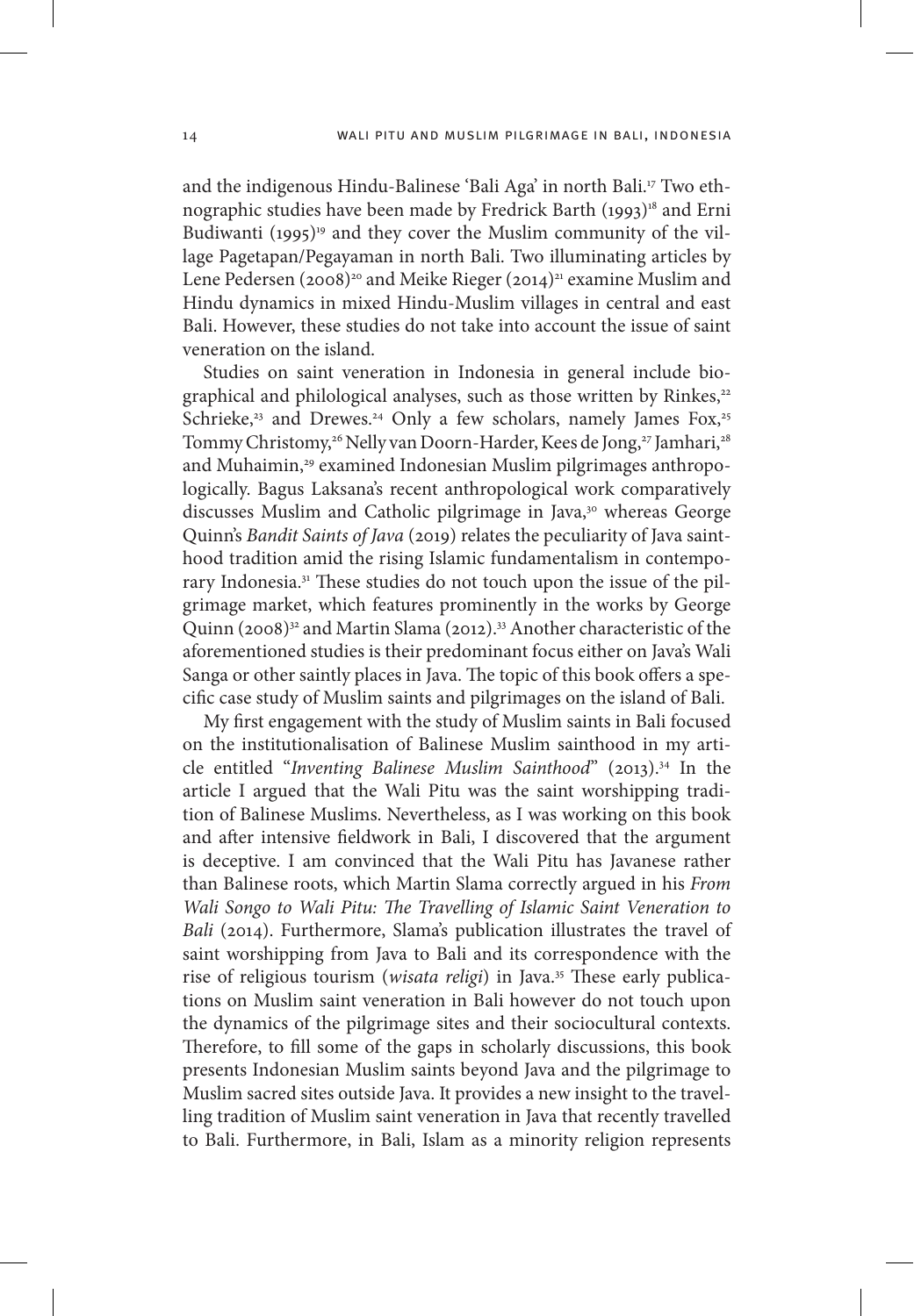and the indigenous Hindu-Balinese 'Bali Aga' in north Bali.[17] Two ethnographic studies have been made by Fredrick Barth (1993)[18] and Erni Budiwanti (1995)[19] and they cover the Muslim community of the village Pagetapan/Pegayaman in north Bali. Two illuminating articles by Lene Pedersen (2008)[20] and Meike Rieger (2014)[21] examine Muslim and Hindu dynamics in mixed Hindu-Muslim villages in central and east Bali. However, these studies do not take into account the issue of saint veneration on the island.

Studies on saint veneration in Indonesia in general include biographical and philological analyses, such as those written by Rinkes,[22] Schrieke,[23] and Drewes.[24] Only a few scholars, namely James Fox,[25] Tommy Christomy,[26] Nelly van Doorn-Harder, Kees de Jong,[27] Jamhari,[28] and Muhaimin,[29] examined Indonesian Muslim pilgrimages anthropologically. Bagus Laksana's recent anthropological work comparatively discusses Muslim and Catholic pilgrimage in Java,[30] whereas George Quinn's *Bandit Saints of Java* (2019) relates the peculiarity of Java sainthood tradition amid the rising Islamic fundamentalism in contemporary Indonesia.[31] These studies do not touch upon the issue of the pilgrimage market, which features prominently in the works by George Quinn (2008)[32] and Martin Slama (2012).[33] Another characteristic of the aforementioned studies is their predominant focus either on Java's Wali Sanga or other saintly places in Java. The topic of this book offers a specific case study of Muslim saints and pilgrimages on the island of Bali.

My first engagement with the study of Muslim saints in Bali focused on the institutionalisation of Balinese Muslim sainthood in my article entitled "*Inventing Balinese Muslim Sainthood*" (2013).[34] In the article I argued that the Wali Pitu was the saint worshipping tradition of Balinese Muslims. Nevertheless, as I was working on this book and after intensive fieldwork in Bali, I discovered that the argument is deceptive. I am convinced that the Wali Pitu has Javanese rather than Balinese roots, which Martin Slama correctly argued in his *From Wali Songo to Wali Pitu: The Travelling of Islamic Saint Veneration to Bali* (2014). Furthermore, Slama's publication illustrates the travel of saint worshipping from Java to Bali and its correspondence with the rise of religious tourism (*wisata religi*) in Java.[35] These early publications on Muslim saint veneration in Bali however do not touch upon the dynamics of the pilgrimage sites and their sociocultural contexts. Therefore, to fill some of the gaps in scholarly discussions, this book presents Indonesian Muslim saints beyond Java and the pilgrimage to Muslim sacred sites outside Java. It provides a new insight to the travelling tradition of Muslim saint veneration in Java that recently travelled to Bali. Furthermore, in Bali, Islam as a minority religion represents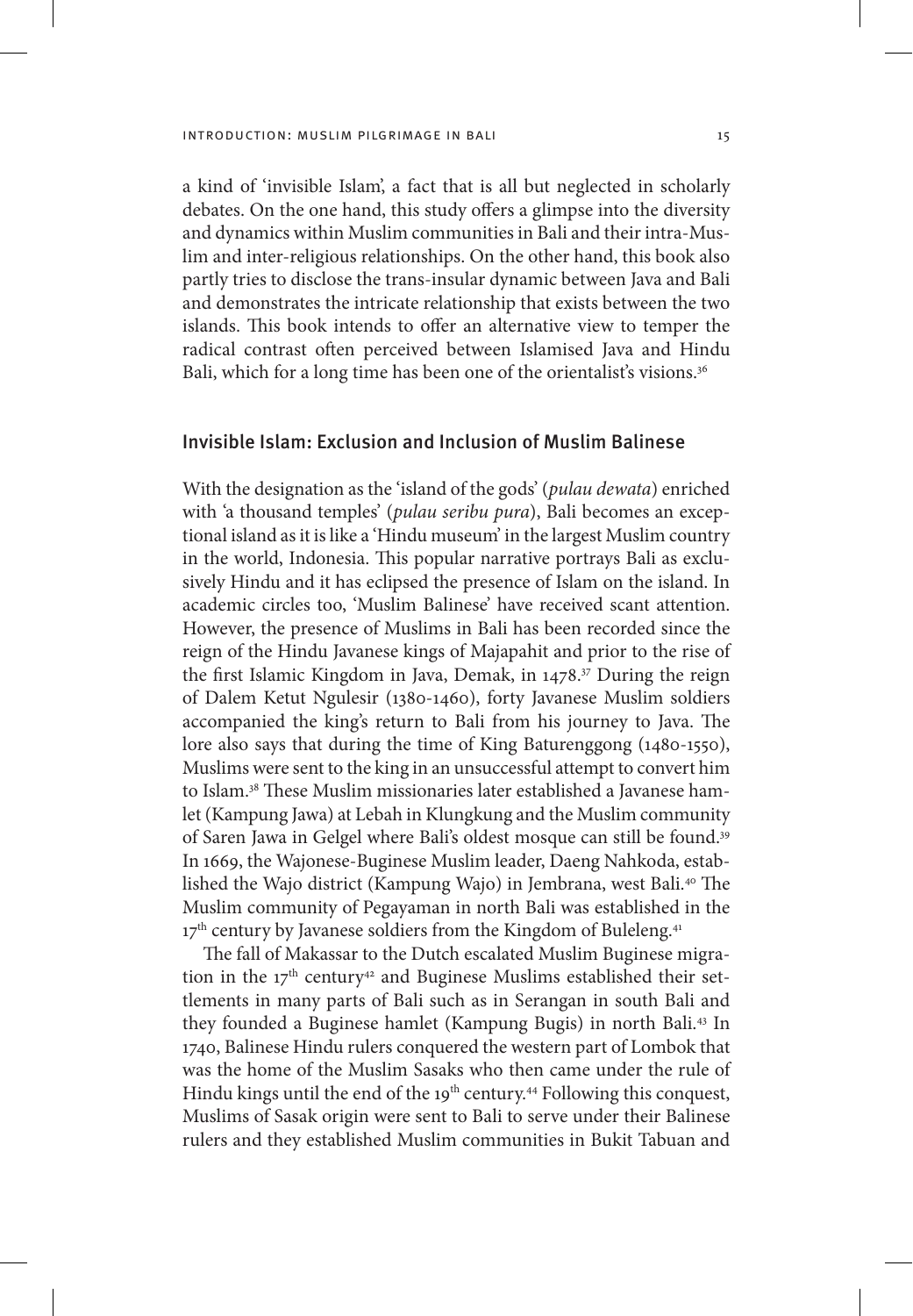a kind of 'invisible Islam', a fact that is all but neglected in scholarly debates. On the one hand, this study offers a glimpse into the diversity and dynamics within Muslim communities in Bali and their intra-Muslim and inter-religious relationships. On the other hand, this book also partly tries to disclose the trans-insular dynamic between Java and Bali and demonstrates the intricate relationship that exists between the two islands. This book intends to offer an alternative view to temper the radical contrast often perceived between Islamised Java and Hindu Bali, which for a long time has been one of the orientalist's visions.[36]

## Invisible Islam: Exclusion and Inclusion of Muslim Balinese

With the designation as the 'island of the gods' (*pulau dewata*) enriched with 'a thousand temples' (*pulau seribu pura*), Bali becomes an exceptional island as it is like a 'Hindu museum' in the largest Muslim country in the world, Indonesia. This popular narrative portrays Bali as exclusively Hindu and it has eclipsed the presence of Islam on the island. In academic circles too, 'Muslim Balinese' have received scant attention. However, the presence of Muslims in Bali has been recorded since the reign of the Hindu Javanese kings of Majapahit and prior to the rise of the first Islamic Kingdom in Java, Demak, in 1478.[37] During the reign of Dalem Ketut Ngulesir (1380-1460), forty Javanese Muslim soldiers accompanied the king's return to Bali from his journey to Java. The lore also says that during the time of King Baturenggong (1480-1550), Muslims were sent to the king in an unsuccessful attempt to convert him to Islam.[38] These Muslim missionaries later established a Javanese hamlet (Kampung Jawa) at Lebah in Klungkung and the Muslim community of Saren Jawa in Gelgel where Bali's oldest mosque can still be found.[39] In 1669, the Wajonese-Buginese Muslim leader, Daeng Nahkoda, established the Wajo district (Kampung Wajo) in Jembrana, west Bali.[40] The Muslim community of Pegayaman in north Bali was established in the 17th century by Javanese soldiers from the Kingdom of Buleleng.[41]

The fall of Makassar to the Dutch escalated Muslim Buginese migration in the 17th century[42] and Buginese Muslims established their settlements in many parts of Bali such as in Serangan in south Bali and they founded a Buginese hamlet (Kampung Bugis) in north Bali.[43] In 1740, Balinese Hindu rulers conquered the western part of Lombok that was the home of the Muslim Sasaks who then came under the rule of Hindu kings until the end of the 19th century.[44] Following this conquest, Muslims of Sasak origin were sent to Bali to serve under their Balinese rulers and they established Muslim communities in Bukit Tabuan and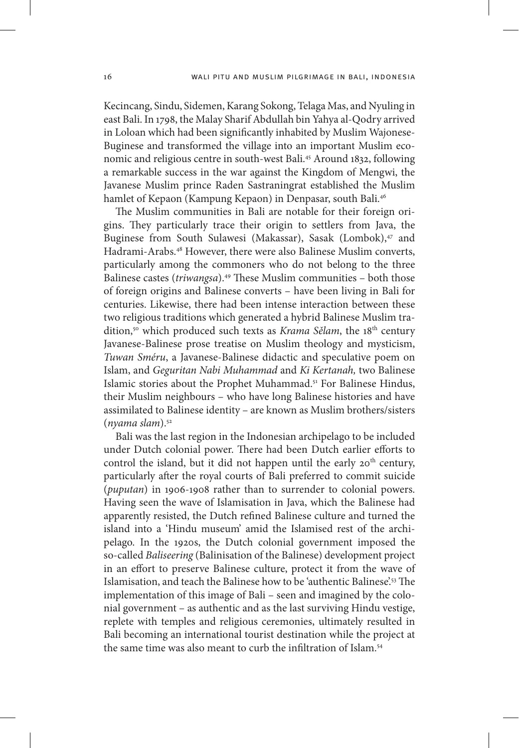Kecincang, Sindu, Sidemen, Karang Sokong, Telaga Mas, and Nyuling in east Bali. In 1798, the Malay Sharif Abdullah bin Yahya al-Qodry arrived in Loloan which had been significantly inhabited by Muslim Wajonese-Buginese and transformed the village into an important Muslim economic and religious centre in south-west Bali.[45] Around 1832, following a remarkable success in the war against the Kingdom of Mengwi, the Javanese Muslim prince Raden Sastraningrat established the Muslim hamlet of Kepaon (Kampung Kepaon) in Denpasar, south Bali.[46]

The Muslim communities in Bali are notable for their foreign origins. They particularly trace their origin to settlers from Java, the Buginese from South Sulawesi (Makassar), Sasak (Lombok),[47] and Hadrami-Arabs.[48] However, there were also Balinese Muslim converts, particularly among the commoners who do not belong to the three Balinese castes (*triwangsa*).[49] These Muslim communities – both those of foreign origins and Balinese converts – have been living in Bali for centuries. Likewise, there had been intense interaction between these two religious traditions which generated a hybrid Balinese Muslim tradition,[50] which produced such texts as *Krama Sĕlam*, the 18th century Javanese-Balinese prose treatise on Muslim theology and mysticism, *Tuwan Sméru*, a Javanese-Balinese didactic and speculative poem on Islam, and *Geguritan Nabi Muhammad* and *Ki Kertanah,* two Balinese Islamic stories about the Prophet Muhammad.[51] For Balinese Hindus, their Muslim neighbours – who have long Balinese histories and have assimilated to Balinese identity – are known as Muslim brothers/sisters (*nyama slam*).[52]

Bali was the last region in the Indonesian archipelago to be included under Dutch colonial power. There had been Dutch earlier efforts to control the island, but it did not happen until the early 20th century, particularly after the royal courts of Bali preferred to commit suicide (*puputan*) in 1906-1908 rather than to surrender to colonial powers. Having seen the wave of Islamisation in Java, which the Balinese had apparently resisted, the Dutch refined Balinese culture and turned the island into a 'Hindu museum' amid the Islamised rest of the archipelago. In the 1920s, the Dutch colonial government imposed the so-called *Baliseering* (Balinisation of the Balinese) development project in an effort to preserve Balinese culture, protect it from the wave of Islamisation, and teach the Balinese how to be 'authentic Balinese'.[53] The implementation of this image of Bali – seen and imagined by the colonial government – as authentic and as the last surviving Hindu vestige, replete with temples and religious ceremonies, ultimately resulted in Bali becoming an international tourist destination while the project at the same time was also meant to curb the infiltration of Islam.[54]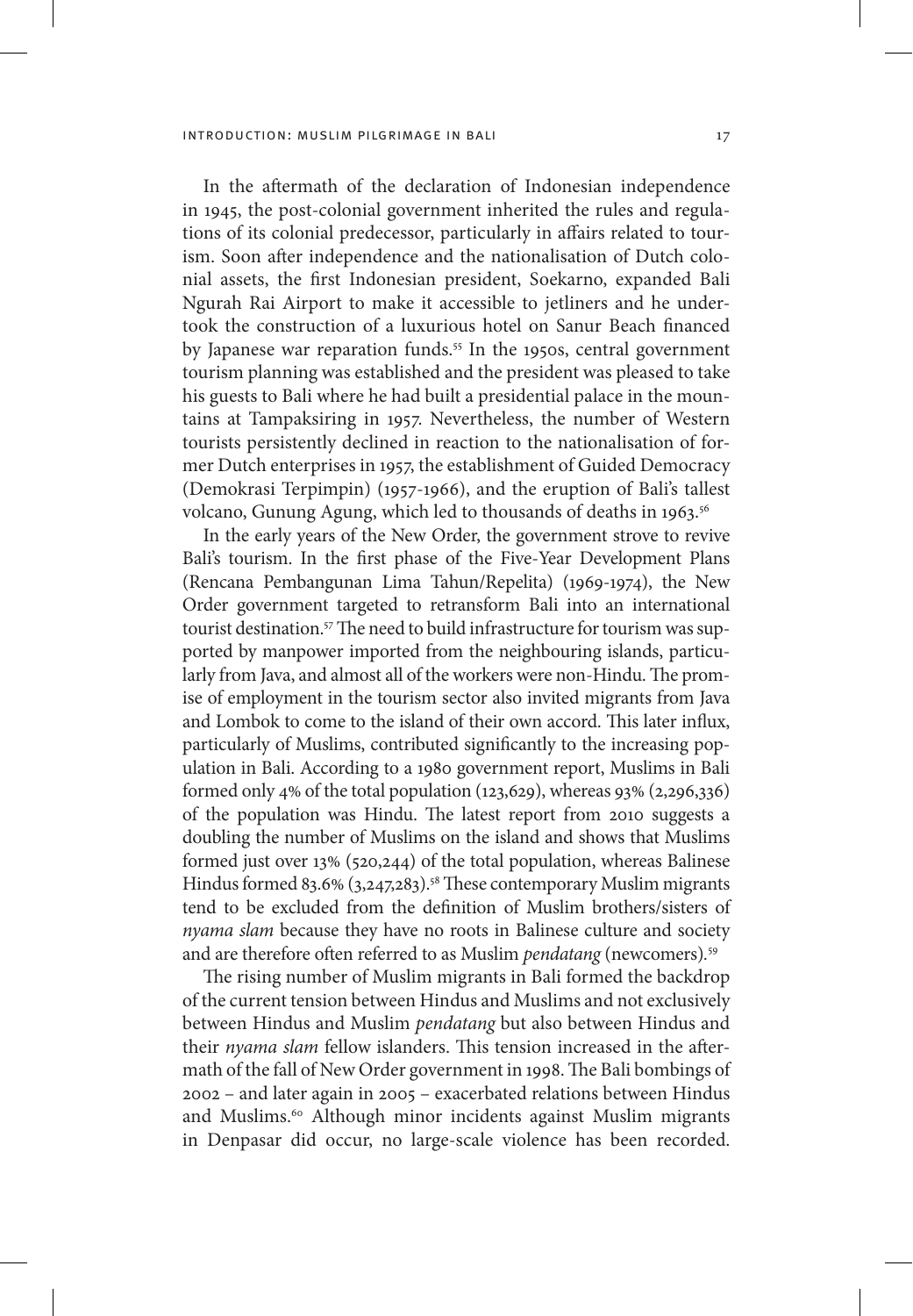In the aftermath of the declaration of Indonesian independence in 1945, the post-colonial government inherited the rules and regulations of its colonial predecessor, particularly in affairs related to tourism. Soon after independence and the nationalisation of Dutch colonial assets, the first Indonesian president, Soekarno, expanded Bali Ngurah Rai Airport to make it accessible to jetliners and he undertook the construction of a luxurious hotel on Sanur Beach financed by Japanese war reparation funds.[55] In the 1950s, central government tourism planning was established and the president was pleased to take his guests to Bali where he had built a presidential palace in the mountains at Tampaksiring in 1957. Nevertheless, the number of Western tourists persistently declined in reaction to the nationalisation of former Dutch enterprises in 1957, the establishment of Guided Democracy (Demokrasi Terpimpin) (1957-1966), and the eruption of Bali's tallest volcano, Gunung Agung, which led to thousands of deaths in 1963.[56]

In the early years of the New Order, the government strove to revive Bali's tourism. In the first phase of the Five-Year Development Plans (Rencana Pembangunan Lima Tahun/Repelita) (1969-1974), the New Order government targeted to retransform Bali into an international tourist destination.[57] The need to build infrastructure for tourism was supported by manpower imported from the neighbouring islands, particularly from Java, and almost all of the workers were non-Hindu. The promise of employment in the tourism sector also invited migrants from Java and Lombok to come to the island of their own accord. This later influx, particularly of Muslims, contributed significantly to the increasing population in Bali. According to a 1980 government report, Muslims in Bali formed only 4% of the total population (123,629), whereas 93% (2,296,336) of the population was Hindu. The latest report from 2010 suggests a doubling the number of Muslims on the island and shows that Muslims formed just over 13% (520,244) of the total population, whereas Balinese Hindus formed 83.6% (3,247,283).[58] These contemporary Muslim migrants tend to be excluded from the definition of Muslim brothers/sisters of *nyama slam* because they have no roots in Balinese culture and society and are therefore often referred to as Muslim *pendatang* (newcomers).[59]

The rising number of Muslim migrants in Bali formed the backdrop of the current tension between Hindus and Muslims and not exclusively between Hindus and Muslim *pendatang* but also between Hindus and their *nyama slam* fellow islanders. This tension increased in the aftermath of the fall of New Order government in 1998. The Bali bombings of 2002 – and later again in 2005 – exacerbated relations between Hindus and Muslims.[60] Although minor incidents against Muslim migrants in Denpasar did occur, no large-scale violence has been recorded.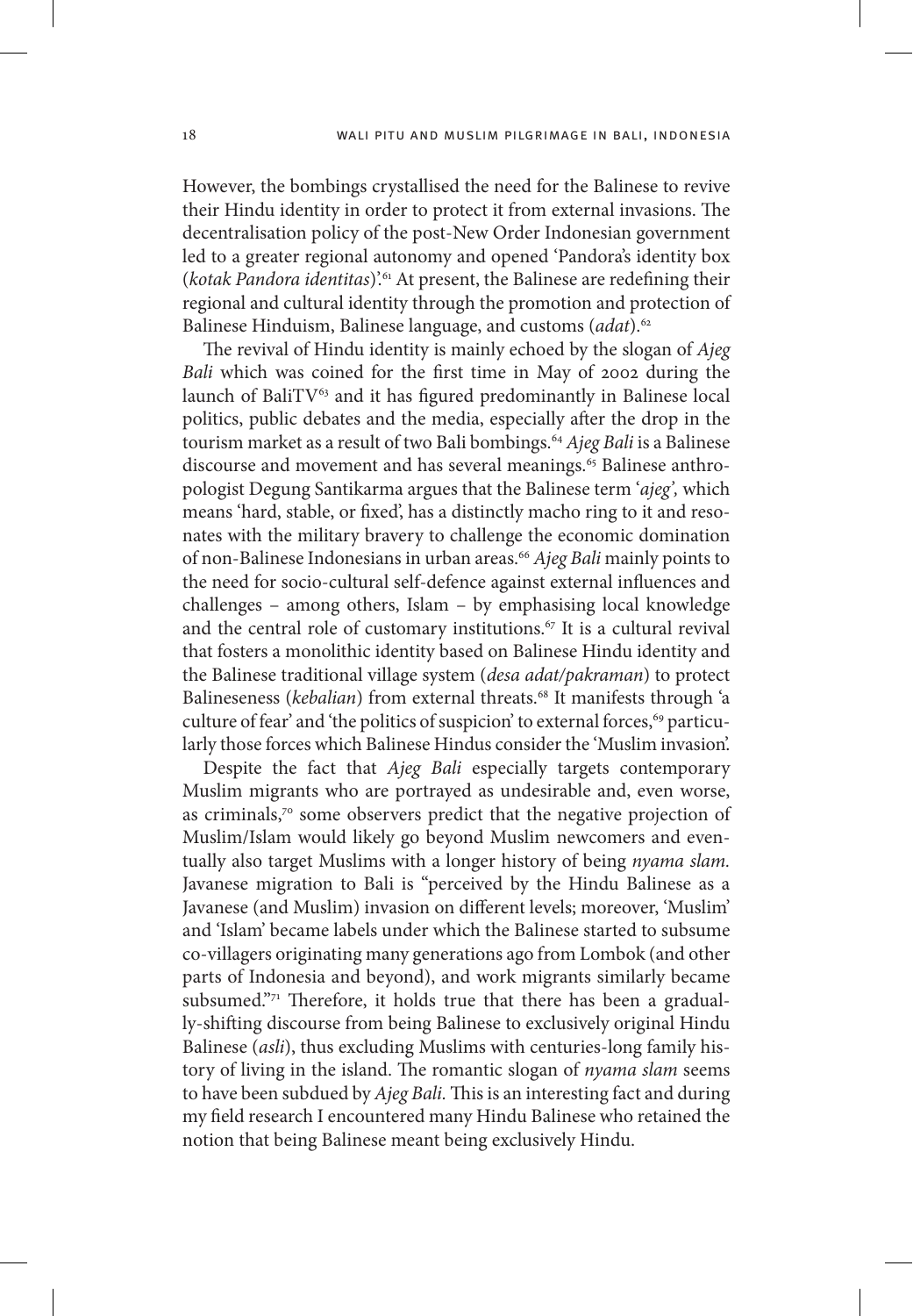However, the bombings crystallised the need for the Balinese to revive their Hindu identity in order to protect it from external invasions. The decentralisation policy of the post-New Order Indonesian government led to a greater regional autonomy and opened 'Pandora's identity box (*kotak Pandora identitas*)'.[61] At present, the Balinese are redefining their regional and cultural identity through the promotion and protection of Balinese Hinduism, Balinese language, and customs (*adat*).[62]

The revival of Hindu identity is mainly echoed by the slogan of *Ajeg Bali* which was coined for the first time in May of 2002 during the launch of BaliTV[63] and it has figured predominantly in Balinese local politics, public debates and the media, especially after the drop in the tourism market as a result of two Bali bombings.[64] *Ajeg Bali* is a Balinese discourse and movement and has several meanings.[65] Balinese anthropologist Degung Santikarma argues that the Balinese term '*ajeg',* which means 'hard, stable, or fixed', has a distinctly macho ring to it and resonates with the military bravery to challenge the economic domination of non-Balinese Indonesians in urban areas.[66] *Ajeg Bali* mainly points to the need for socio-cultural self-defence against external influences and challenges – among others, Islam – by emphasising local knowledge and the central role of customary institutions.[67] It is a cultural revival that fosters a monolithic identity based on Balinese Hindu identity and the Balinese traditional village system (*desa adat/pakraman*) to protect Balineseness (*kebalian*) from external threats.[68] It manifests through 'a culture of fear' and 'the politics of suspicion' to external forces,[69] particularly those forces which Balinese Hindus consider the 'Muslim invasion'.

Despite the fact that *Ajeg Bali* especially targets contemporary Muslim migrants who are portrayed as undesirable and, even worse, as criminals,[70] some observers predict that the negative projection of Muslim/Islam would likely go beyond Muslim newcomers and eventually also target Muslims with a longer history of being *nyama slam.* Javanese migration to Bali is "perceived by the Hindu Balinese as a Javanese (and Muslim) invasion on different levels; moreover, 'Muslim' and 'Islam' became labels under which the Balinese started to subsume co-villagers originating many generations ago from Lombok (and other parts of Indonesia and beyond), and work migrants similarly became subsumed."[71] Therefore, it holds true that there has been a gradually-shifting discourse from being Balinese to exclusively original Hindu Balinese (*asli*), thus excluding Muslims with centuries-long family history of living in the island. The romantic slogan of *nyama slam* seems to have been subdued by *Ajeg Bali.* This is an interesting fact and during my field research I encountered many Hindu Balinese who retained the notion that being Balinese meant being exclusively Hindu.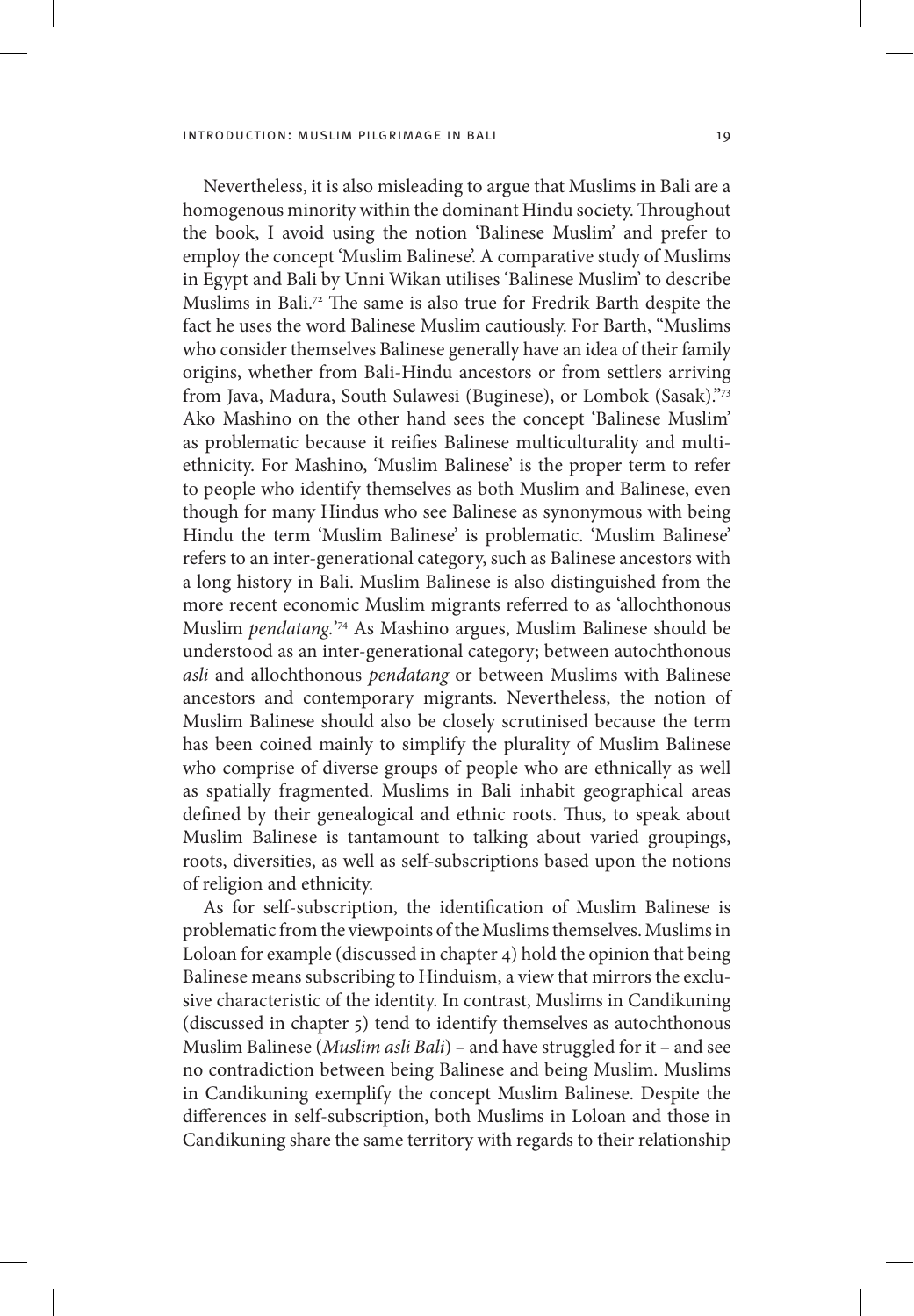Nevertheless, it is also misleading to argue that Muslims in Bali are a homogenous minority within the dominant Hindu society. Throughout the book, I avoid using the notion 'Balinese Muslim' and prefer to employ the concept 'Muslim Balinese'. A comparative study of Muslims in Egypt and Bali by Unni Wikan utilises 'Balinese Muslim' to describe Muslims in Bali.[72] The same is also true for Fredrik Barth despite the fact he uses the word Balinese Muslim cautiously. For Barth, "Muslims who consider themselves Balinese generally have an idea of their family origins, whether from Bali-Hindu ancestors or from settlers arriving from Java, Madura, South Sulawesi (Buginese), or Lombok (Sasak)."[73] Ako Mashino on the other hand sees the concept 'Balinese Muslim' as problematic because it reifies Balinese multiculturality and multi-ethnicity. For Mashino, 'Muslim Balinese' is the proper term to refer to people who identify themselves as both Muslim and Balinese, even though for many Hindus who see Balinese as synonymous with being Hindu the term 'Muslim Balinese' is problematic. 'Muslim Balinese' refers to an inter-generational category, such as Balinese ancestors with a long history in Bali. Muslim Balinese is also distinguished from the more recent economic Muslim migrants referred to as 'allochthonous Muslim *pendatang*.'[74] As Mashino argues, Muslim Balinese should be understood as an inter-generational category; between autochthonous *asli* and allochthonous *pendatang* or between Muslims with Balinese ancestors and contemporary migrants. Nevertheless, the notion of Muslim Balinese should also be closely scrutinised because the term has been coined mainly to simplify the plurality of Muslim Balinese who comprise of diverse groups of people who are ethnically as well as spatially fragmented. Muslims in Bali inhabit geographical areas defined by their genealogical and ethnic roots. Thus, to speak about Muslim Balinese is tantamount to talking about varied groupings, roots, diversities, as well as self-subscriptions based upon the notions of religion and ethnicity.

As for self-subscription, the identification of Muslim Balinese is problematic from the viewpoints of the Muslims themselves. Muslims in Loloan for example (discussed in chapter 4) hold the opinion that being Balinese means subscribing to Hinduism, a view that mirrors the exclusive characteristic of the identity. In contrast, Muslims in Candikuning (discussed in chapter 5) tend to identify themselves as autochthonous Muslim Balinese (*Muslim asli Bali*) – and have struggled for it – and see no contradiction between being Balinese and being Muslim. Muslims in Candikuning exemplify the concept Muslim Balinese. Despite the differences in self-subscription, both Muslims in Loloan and those in Candikuning share the same territory with regards to their relationship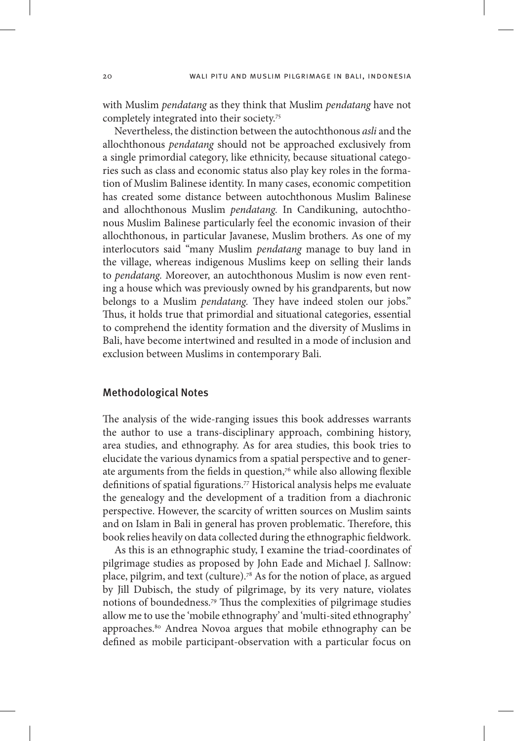with Muslim *pendatang* as they think that Muslim *pendatang* have not completely integrated into their society.[75]

Nevertheless, the distinction between the autochthonous *asli* and the allochthonous *pendatang* should not be approached exclusively from a single primordial category, like ethnicity, because situational categories such as class and economic status also play key roles in the formation of Muslim Balinese identity. In many cases, economic competition has created some distance between autochthonous Muslim Balinese and allochthonous Muslim *pendatang*. In Candikuning, autochthonous Muslim Balinese particularly feel the economic invasion of their allochthonous, in particular Javanese, Muslim brothers. As one of my interlocutors said "many Muslim *pendatang* manage to buy land in the village, whereas indigenous Muslims keep on selling their lands to *pendatang*. Moreover, an autochthonous Muslim is now even renting a house which was previously owned by his grandparents, but now belongs to a Muslim *pendatang*. They have indeed stolen our jobs." Thus, it holds true that primordial and situational categories, essential to comprehend the identity formation and the diversity of Muslims in Bali, have become intertwined and resulted in a mode of inclusion and exclusion between Muslims in contemporary Bali.

## Methodological Notes

The analysis of the wide-ranging issues this book addresses warrants the author to use a trans-disciplinary approach, combining history, area studies, and ethnography. As for area studies, this book tries to elucidate the various dynamics from a spatial perspective and to generate arguments from the fields in question,[76] while also allowing flexible definitions of spatial figurations.[77] Historical analysis helps me evaluate the genealogy and the development of a tradition from a diachronic perspective. However, the scarcity of written sources on Muslim saints and on Islam in Bali in general has proven problematic. Therefore, this book relies heavily on data collected during the ethnographic fieldwork.

As this is an ethnographic study, I examine the triad-coordinates of pilgrimage studies as proposed by John Eade and Michael J. Sallnow: place, pilgrim, and text (culture).[78] As for the notion of place, as argued by Jill Dubisch, the study of pilgrimage, by its very nature, violates notions of boundedness.[79] Thus the complexities of pilgrimage studies allow me to use the 'mobile ethnography' and 'multi-sited ethnography' approaches.[80] Andrea Novoa argues that mobile ethnography can be defined as mobile participant-observation with a particular focus on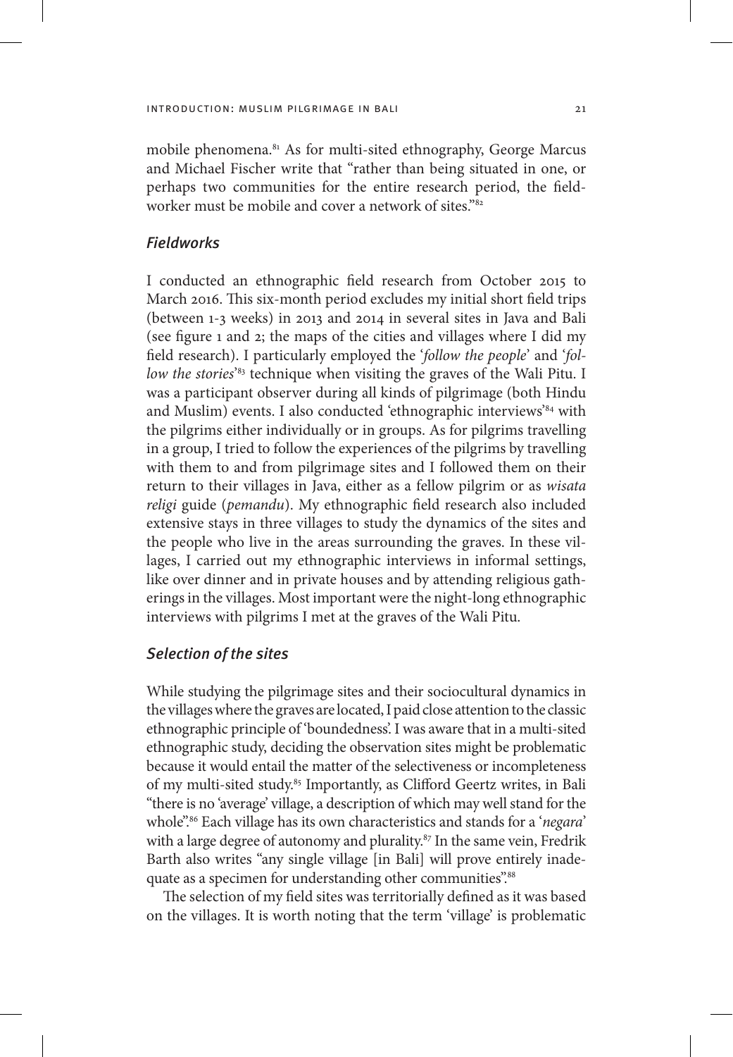mobile phenomena.[81] As for multi-sited ethnography, George Marcus and Michael Fischer write that "rather than being situated in one, or perhaps two communities for the entire research period, the field-worker must be mobile and cover a network of sites."[82]

### *Fieldworks*

I conducted an ethnographic field research from October 2015 to March 2016. This six-month period excludes my initial short field trips (between 1-3 weeks) in 2013 and 2014 in several sites in Java and Bali (see figure 1 and 2; the maps of the cities and villages where I did my field research). I particularly employed the '*follow the people*' and '*follow the stories*'[83] technique when visiting the graves of the Wali Pitu. I was a participant observer during all kinds of pilgrimage (both Hindu and Muslim) events. I also conducted 'ethnographic interviews'[84] with the pilgrims either individually or in groups. As for pilgrims travelling in a group, I tried to follow the experiences of the pilgrims by travelling with them to and from pilgrimage sites and I followed them on their return to their villages in Java, either as a fellow pilgrim or as *wisata religi* guide (*pemandu*). My ethnographic field research also included extensive stays in three villages to study the dynamics of the sites and the people who live in the areas surrounding the graves. In these villages, I carried out my ethnographic interviews in informal settings, like over dinner and in private houses and by attending religious gatherings in the villages. Most important were the night-long ethnographic interviews with pilgrims I met at the graves of the Wali Pitu.

### *Selection of the sites*

While studying the pilgrimage sites and their sociocultural dynamics in the villages where the graves are located, I paid close attention to the classic ethnographic principle of 'boundedness'. I was aware that in a multi-sited ethnographic study, deciding the observation sites might be problematic because it would entail the matter of the selectiveness or incompleteness of my multi-sited study.[85] Importantly, as Clifford Geertz writes, in Bali "there is no 'average' village, a description of which may well stand for the whole".[86] Each village has its own characteristics and stands for a '*negara*' with a large degree of autonomy and plurality.[87] In the same vein, Fredrik Barth also writes "any single village [in Bali] will prove entirely inadequate as a specimen for understanding other communities".[88]

The selection of my field sites was territorially defined as it was based on the villages. It is worth noting that the term 'village' is problematic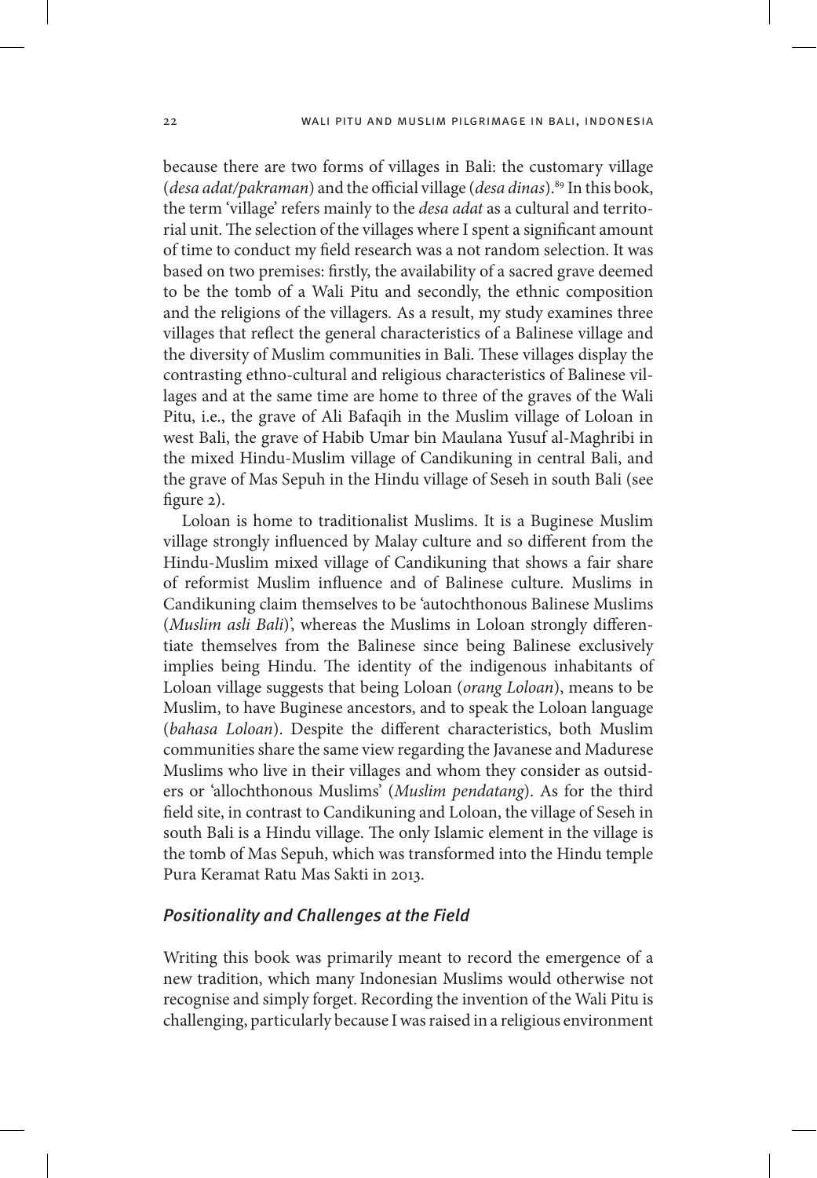because there are two forms of villages in Bali: the customary village (*desa adat/pakraman*) and the official village (*desa dinas*).[89] In this book, the term 'village' refers mainly to the *desa adat* as a cultural and territorial unit. The selection of the villages where I spent a significant amount of time to conduct my field research was a not random selection. It was based on two premises: firstly, the availability of a sacred grave deemed to be the tomb of a Wali Pitu and secondly, the ethnic composition and the religions of the villagers. As a result, my study examines three villages that reflect the general characteristics of a Balinese village and the diversity of Muslim communities in Bali. These villages display the contrasting ethno-cultural and religious characteristics of Balinese villages and at the same time are home to three of the graves of the Wali Pitu, i.e., the grave of Ali Bafaqih in the Muslim village of Loloan in west Bali, the grave of Habib Umar bin Maulana Yusuf al-Maghribi in the mixed Hindu-Muslim village of Candikuning in central Bali, and the grave of Mas Sepuh in the Hindu village of Seseh in south Bali (see figure 2).

Loloan is home to traditionalist Muslims. It is a Buginese Muslim village strongly influenced by Malay culture and so different from the Hindu-Muslim mixed village of Candikuning that shows a fair share of reformist Muslim influence and of Balinese culture. Muslims in Candikuning claim themselves to be 'autochthonous Balinese Muslims (*Muslim asli Bali*)', whereas the Muslims in Loloan strongly differentiate themselves from the Balinese since being Balinese exclusively implies being Hindu. The identity of the indigenous inhabitants of Loloan village suggests that being Loloan (*orang Loloan*), means to be Muslim, to have Buginese ancestors, and to speak the Loloan language (*bahasa Loloan*). Despite the different characteristics, both Muslim communities share the same view regarding the Javanese and Madurese Muslims who live in their villages and whom they consider as outsiders or 'allochthonous Muslims' (*Muslim pendatang*). As for the third field site, in contrast to Candikuning and Loloan, the village of Seseh in south Bali is a Hindu village. The only Islamic element in the village is the tomb of Mas Sepuh, which was transformed into the Hindu temple Pura Keramat Ratu Mas Sakti in 2013.

### *Positionality and Challenges at the Field*

Writing this book was primarily meant to record the emergence of a new tradition, which many Indonesian Muslims would otherwise not recognise and simply forget. Recording the invention of the Wali Pitu is challenging, particularly because I was raised in a religious environment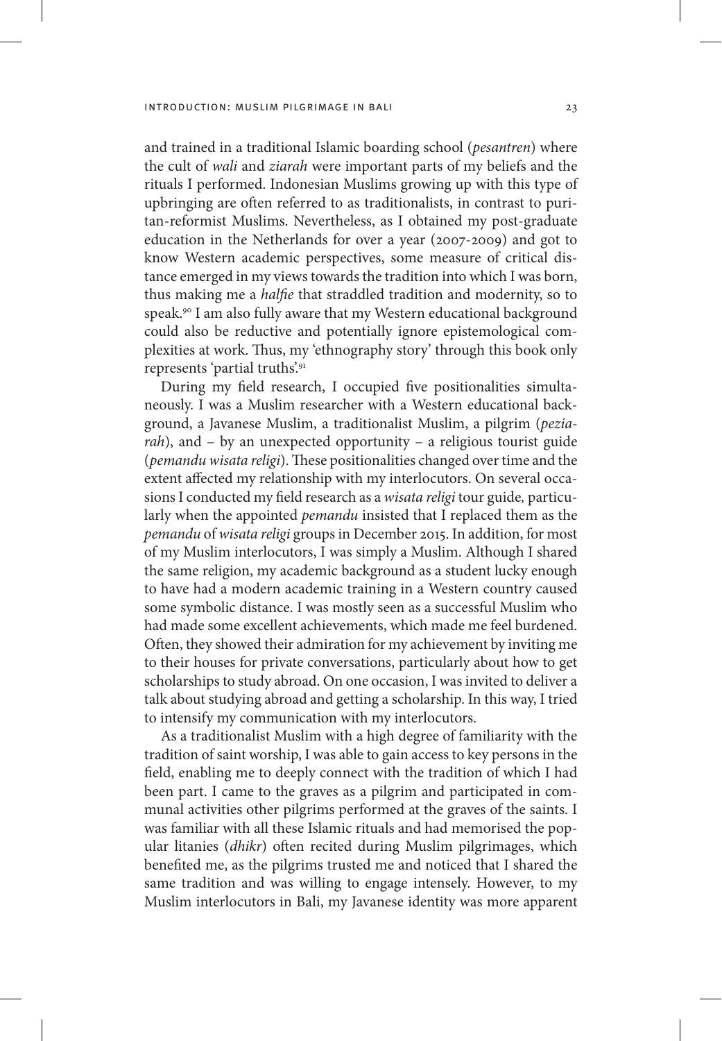and trained in a traditional Islamic boarding school (*pesantren*) where the cult of *wali* and *ziarah* were important parts of my beliefs and the rituals I performed. Indonesian Muslims growing up with this type of upbringing are often referred to as traditionalists, in contrast to puritan-reformist Muslims. Nevertheless, as I obtained my post-graduate education in the Netherlands for over a year (2007-2009) and got to know Western academic perspectives, some measure of critical distance emerged in my views towards the tradition into which I was born, thus making me a *halfie* that straddled tradition and modernity, so to speak.[90] I am also fully aware that my Western educational background could also be reductive and potentially ignore epistemological complexities at work. Thus, my 'ethnography story' through this book only represents 'partial truths'.[91]

During my field research, I occupied five positionalities simultaneously. I was a Muslim researcher with a Western educational background, a Javanese Muslim, a traditionalist Muslim, a pilgrim (*peziarah*), and – by an unexpected opportunity – a religious tourist guide (*pemandu wisata religi*). These positionalities changed over time and the extent affected my relationship with my interlocutors. On several occasions I conducted my field research as a *wisata religi* tour guide*,* particularly when the appointed *pemandu* insisted that I replaced them as the *pemandu* of *wisata religi* groups in December 2015. In addition, for most of my Muslim interlocutors, I was simply a Muslim. Although I shared the same religion, my academic background as a student lucky enough to have had a modern academic training in a Western country caused some symbolic distance. I was mostly seen as a successful Muslim who had made some excellent achievements, which made me feel burdened. Often, they showed their admiration for my achievement by inviting me to their houses for private conversations, particularly about how to get scholarships to study abroad. On one occasion, I was invited to deliver a talk about studying abroad and getting a scholarship. In this way, I tried to intensify my communication with my interlocutors.

As a traditionalist Muslim with a high degree of familiarity with the tradition of saint worship, I was able to gain access to key persons in the field, enabling me to deeply connect with the tradition of which I had been part. I came to the graves as a pilgrim and participated in communal activities other pilgrims performed at the graves of the saints. I was familiar with all these Islamic rituals and had memorised the popular litanies (*dhikr*) often recited during Muslim pilgrimages, which benefited me, as the pilgrims trusted me and noticed that I shared the same tradition and was willing to engage intensely. However, to my Muslim interlocutors in Bali, my Javanese identity was more apparent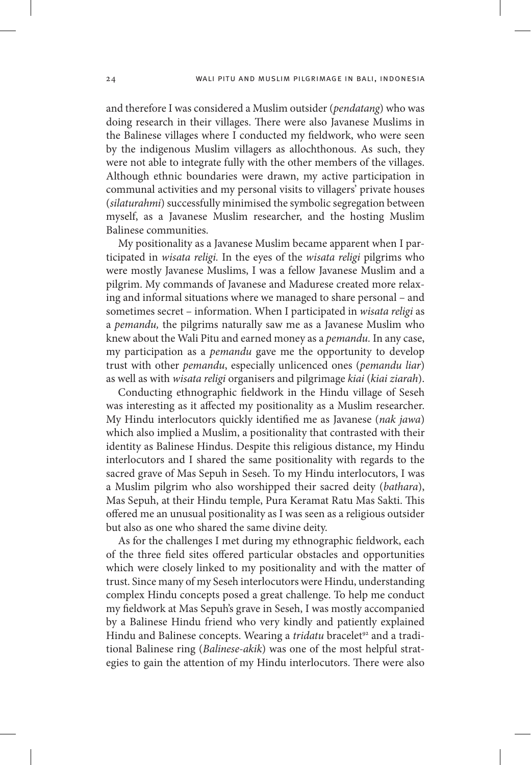and therefore I was considered a Muslim outsider (*pendatang*) who was doing research in their villages. There were also Javanese Muslims in the Balinese villages where I conducted my fieldwork, who were seen by the indigenous Muslim villagers as allochthonous. As such, they were not able to integrate fully with the other members of the villages. Although ethnic boundaries were drawn, my active participation in communal activities and my personal visits to villagers' private houses (*silaturahmi*) successfully minimised the symbolic segregation between myself, as a Javanese Muslim researcher, and the hosting Muslim Balinese communities.

My positionality as a Javanese Muslim became apparent when I participated in *wisata religi.* In the eyes of the *wisata religi* pilgrims who were mostly Javanese Muslims, I was a fellow Javanese Muslim and a pilgrim. My commands of Javanese and Madurese created more relaxing and informal situations where we managed to share personal – and sometimes secret – information. When I participated in *wisata religi* as a *pemandu,* the pilgrims naturally saw me as a Javanese Muslim who knew about the Wali Pitu and earned money as a *pemandu.* In any case, my participation as a *pemandu* gave me the opportunity to develop trust with other *pemandu*, especially unlicenced ones (*pemandu liar*) as well as with *wisata religi* organisers and pilgrimage *kiai* (*kiai ziarah*).

Conducting ethnographic fieldwork in the Hindu village of Seseh was interesting as it affected my positionality as a Muslim researcher. My Hindu interlocutors quickly identified me as Javanese (*nak jawa*) which also implied a Muslim, a positionality that contrasted with their identity as Balinese Hindus. Despite this religious distance, my Hindu interlocutors and I shared the same positionality with regards to the sacred grave of Mas Sepuh in Seseh. To my Hindu interlocutors, I was a Muslim pilgrim who also worshipped their sacred deity (*bathara*), Mas Sepuh, at their Hindu temple, Pura Keramat Ratu Mas Sakti. This offered me an unusual positionality as I was seen as a religious outsider but also as one who shared the same divine deity.

As for the challenges I met during my ethnographic fieldwork, each of the three field sites offered particular obstacles and opportunities which were closely linked to my positionality and with the matter of trust. Since many of my Seseh interlocutors were Hindu, understanding complex Hindu concepts posed a great challenge. To help me conduct my fieldwork at Mas Sepuh's grave in Seseh, I was mostly accompanied by a Balinese Hindu friend who very kindly and patiently explained Hindu and Balinese concepts. Wearing a *tridatu* bracelet[92] and a traditional Balinese ring (*Balinese-akik*) was one of the most helpful strategies to gain the attention of my Hindu interlocutors. There were also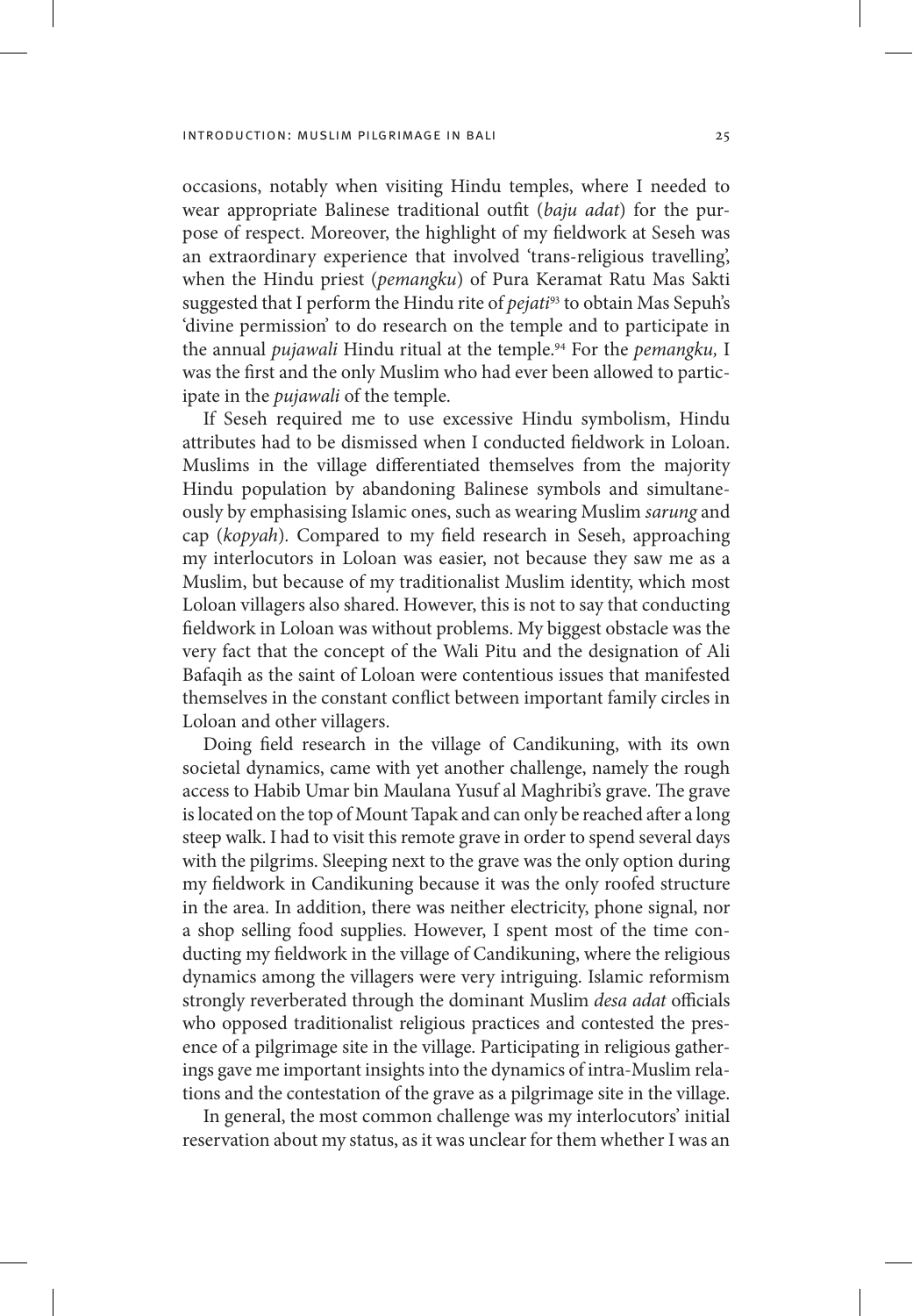occasions, notably when visiting Hindu temples, where I needed to wear appropriate Balinese traditional outfit (*baju adat*) for the purpose of respect. Moreover, the highlight of my fieldwork at Seseh was an extraordinary experience that involved 'trans-religious travelling', when the Hindu priest (*pemangku*) of Pura Keramat Ratu Mas Sakti suggested that I perform the Hindu rite of *pejati*[93] to obtain Mas Sepuh's 'divine permission' to do research on the temple and to participate in the annual *pujawali* Hindu ritual at the temple.[94] For the *pemangku,* I was the first and the only Muslim who had ever been allowed to participate in the *pujawali* of the temple.

If Seseh required me to use excessive Hindu symbolism, Hindu attributes had to be dismissed when I conducted fieldwork in Loloan. Muslims in the village differentiated themselves from the majority Hindu population by abandoning Balinese symbols and simultaneously by emphasising Islamic ones, such as wearing Muslim *sarung* and cap (*kopyah*). Compared to my field research in Seseh, approaching my interlocutors in Loloan was easier, not because they saw me as a Muslim, but because of my traditionalist Muslim identity, which most Loloan villagers also shared. However, this is not to say that conducting fieldwork in Loloan was without problems. My biggest obstacle was the very fact that the concept of the Wali Pitu and the designation of Ali Bafaqih as the saint of Loloan were contentious issues that manifested themselves in the constant conflict between important family circles in Loloan and other villagers.

Doing field research in the village of Candikuning, with its own societal dynamics, came with yet another challenge, namely the rough access to Habib Umar bin Maulana Yusuf al Maghribi's grave. The grave is located on the top of Mount Tapak and can only be reached after a long steep walk. I had to visit this remote grave in order to spend several days with the pilgrims. Sleeping next to the grave was the only option during my fieldwork in Candikuning because it was the only roofed structure in the area. In addition, there was neither electricity, phone signal, nor a shop selling food supplies. However, I spent most of the time conducting my fieldwork in the village of Candikuning, where the religious dynamics among the villagers were very intriguing. Islamic reformism strongly reverberated through the dominant Muslim *desa adat* officials who opposed traditionalist religious practices and contested the presence of a pilgrimage site in the village. Participating in religious gatherings gave me important insights into the dynamics of intra-Muslim relations and the contestation of the grave as a pilgrimage site in the village.

In general, the most common challenge was my interlocutors' initial reservation about my status, as it was unclear for them whether I was an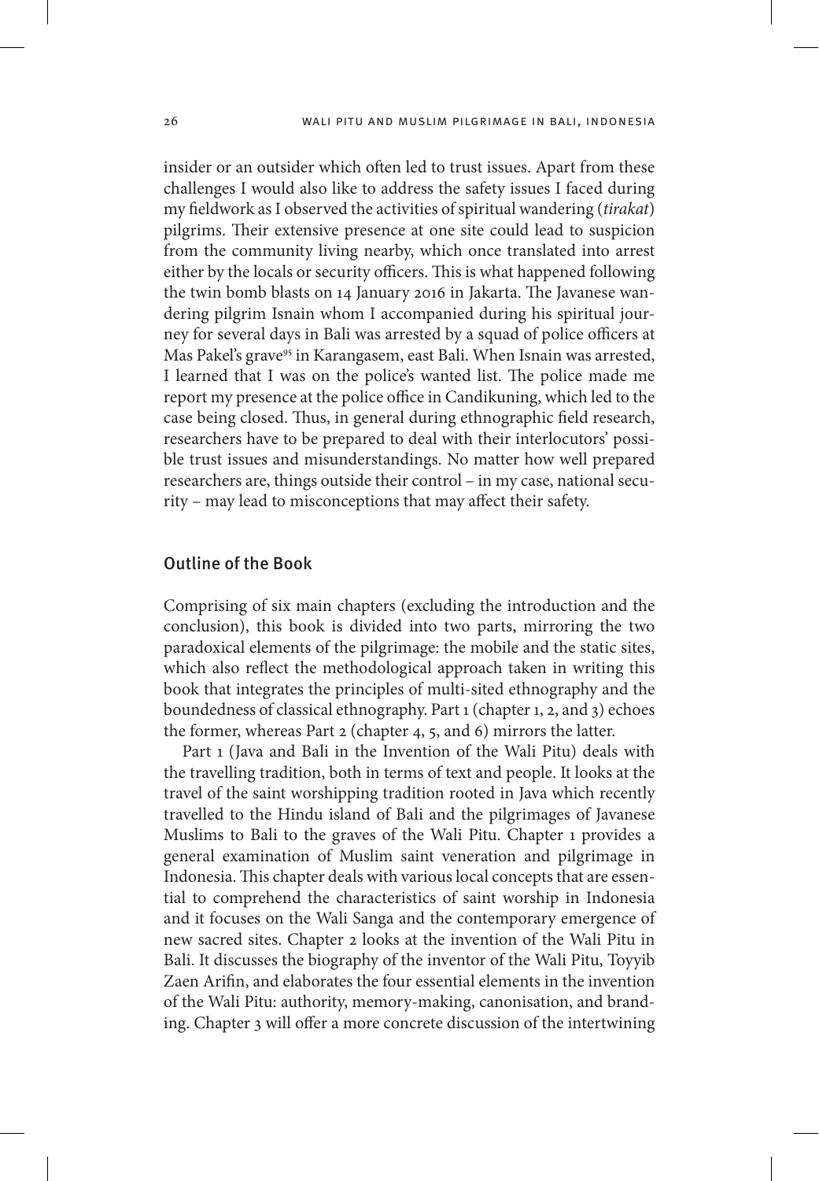insider or an outsider which often led to trust issues. Apart from these challenges I would also like to address the safety issues I faced during my fieldwork as I observed the activities of spiritual wandering (*tirakat*) pilgrims. Their extensive presence at one site could lead to suspicion from the community living nearby, which once translated into arrest either by the locals or security officers. This is what happened following the twin bomb blasts on 14 January 2016 in Jakarta. The Javanese wandering pilgrim Isnain whom I accompanied during his spiritual journey for several days in Bali was arrested by a squad of police officers at Mas Pakel's grave[95] in Karangasem, east Bali. When Isnain was arrested, I learned that I was on the police's wanted list. The police made me report my presence at the police office in Candikuning, which led to the case being closed. Thus, in general during ethnographic field research, researchers have to be prepared to deal with their interlocutors' possible trust issues and misunderstandings. No matter how well prepared researchers are, things outside their control – in my case, national security – may lead to misconceptions that may affect their safety.

## Outline of the Book

Comprising of six main chapters (excluding the introduction and the conclusion), this book is divided into two parts, mirroring the two paradoxical elements of the pilgrimage: the mobile and the static sites, which also reflect the methodological approach taken in writing this book that integrates the principles of multi-sited ethnography and the boundedness of classical ethnography. Part 1 (chapter 1, 2, and 3) echoes the former, whereas Part 2 (chapter 4, 5, and 6) mirrors the latter.

Part 1 (Java and Bali in the Invention of the Wali Pitu) deals with the travelling tradition, both in terms of text and people. It looks at the travel of the saint worshipping tradition rooted in Java which recently travelled to the Hindu island of Bali and the pilgrimages of Javanese Muslims to Bali to the graves of the Wali Pitu. Chapter 1 provides a general examination of Muslim saint veneration and pilgrimage in Indonesia. This chapter deals with various local concepts that are essential to comprehend the characteristics of saint worship in Indonesia and it focuses on the Wali Sanga and the contemporary emergence of new sacred sites. Chapter 2 looks at the invention of the Wali Pitu in Bali. It discusses the biography of the inventor of the Wali Pitu, Toyyib Zaen Arifin, and elaborates the four essential elements in the invention of the Wali Pitu: authority, memory-making, canonisation, and branding. Chapter 3 will offer a more concrete discussion of the intertwining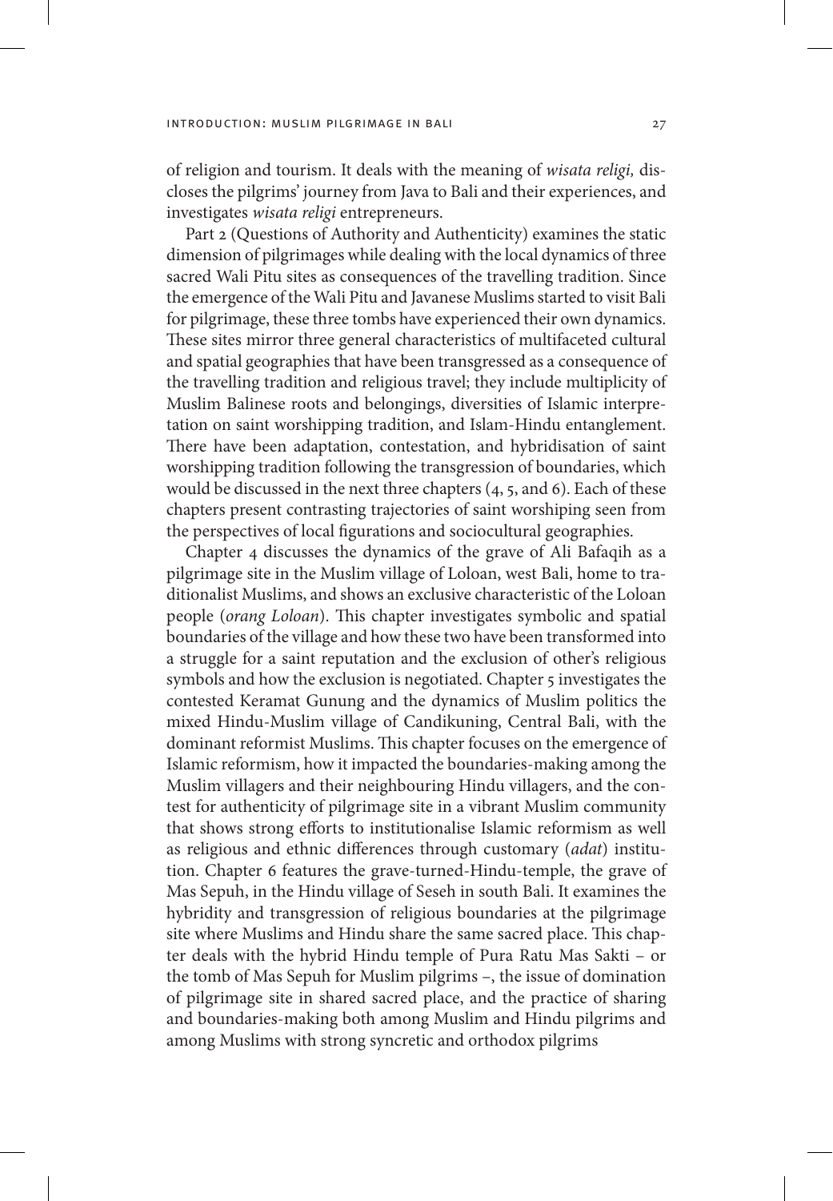of religion and tourism. It deals with the meaning of *wisata religi,* discloses the pilgrims' journey from Java to Bali and their experiences, and investigates *wisata religi* entrepreneurs.

Part 2 (Questions of Authority and Authenticity) examines the static dimension of pilgrimages while dealing with the local dynamics of three sacred Wali Pitu sites as consequences of the travelling tradition. Since the emergence of the Wali Pitu and Javanese Muslims started to visit Bali for pilgrimage, these three tombs have experienced their own dynamics. These sites mirror three general characteristics of multifaceted cultural and spatial geographies that have been transgressed as a consequence of the travelling tradition and religious travel; they include multiplicity of Muslim Balinese roots and belongings, diversities of Islamic interpretation on saint worshipping tradition, and Islam-Hindu entanglement. There have been adaptation, contestation, and hybridisation of saint worshipping tradition following the transgression of boundaries, which would be discussed in the next three chapters (4, 5, and 6). Each of these chapters present contrasting trajectories of saint worshiping seen from the perspectives of local figurations and sociocultural geographies.

Chapter 4 discusses the dynamics of the grave of Ali Bafaqih as a pilgrimage site in the Muslim village of Loloan, west Bali, home to traditionalist Muslims, and shows an exclusive characteristic of the Loloan people (*orang Loloan*). This chapter investigates symbolic and spatial boundaries of the village and how these two have been transformed into a struggle for a saint reputation and the exclusion of other's religious symbols and how the exclusion is negotiated. Chapter 5 investigates the contested Keramat Gunung and the dynamics of Muslim politics the mixed Hindu-Muslim village of Candikuning, Central Bali, with the dominant reformist Muslims. This chapter focuses on the emergence of Islamic reformism, how it impacted the boundaries-making among the Muslim villagers and their neighbouring Hindu villagers, and the contest for authenticity of pilgrimage site in a vibrant Muslim community that shows strong efforts to institutionalise Islamic reformism as well as religious and ethnic differences through customary (*adat*) institution. Chapter 6 features the grave-turned-Hindu-temple, the grave of Mas Sepuh, in the Hindu village of Seseh in south Bali. It examines the hybridity and transgression of religious boundaries at the pilgrimage site where Muslims and Hindu share the same sacred place. This chapter deals with the hybrid Hindu temple of Pura Ratu Mas Sakti – or the tomb of Mas Sepuh for Muslim pilgrims –, the issue of domination of pilgrimage site in shared sacred place, and the practice of sharing and boundaries-making both among Muslim and Hindu pilgrims and among Muslims with strong syncretic and orthodox pilgrims